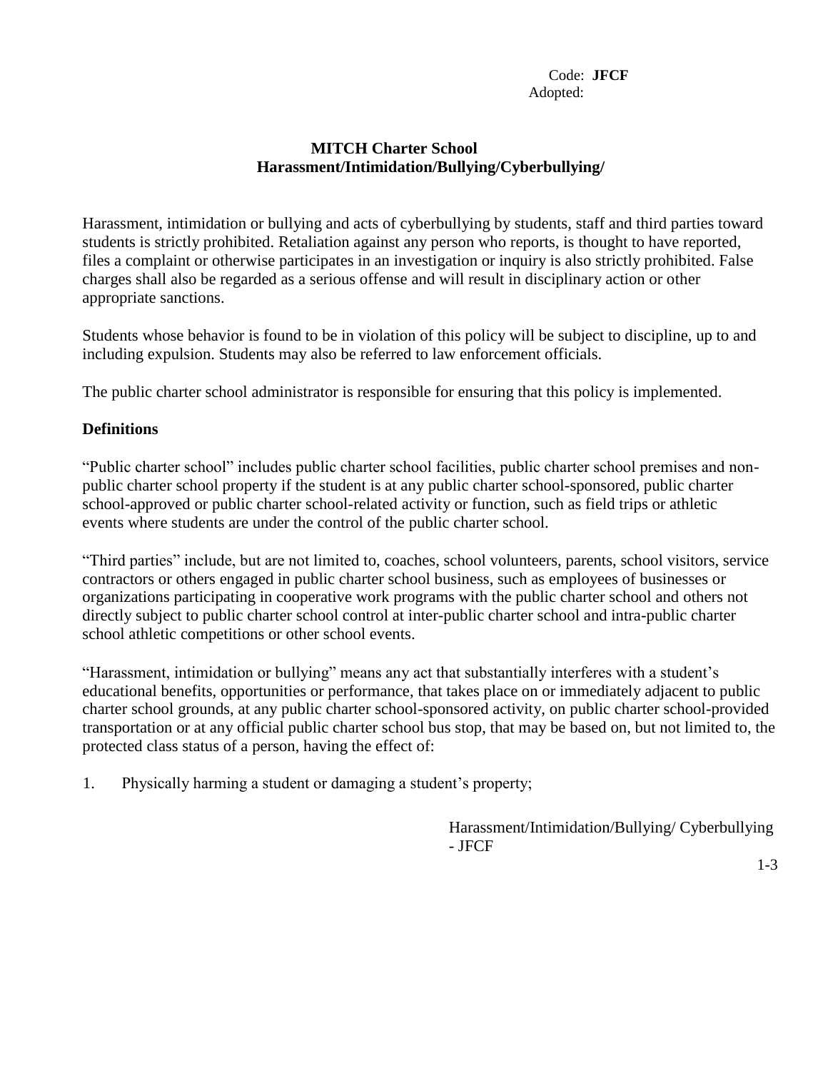Code: **JFCF**
Adopted:

# MITCH Charter School
## Harassment/Intimidation/Bullying/Cyberbullying/

Harassment, intimidation or bullying and acts of cyberbullying by students, staff and third parties toward students is strictly prohibited. Retaliation against any person who reports, is thought to have reported, files a complaint or otherwise participates in an investigation or inquiry is also strictly prohibited. False charges shall also be regarded as a serious offense and will result in disciplinary action or other appropriate sanctions.

Students whose behavior is found to be in violation of this policy will be subject to discipline, up to and including expulsion. Students may also be referred to law enforcement officials.

The public charter school administrator is responsible for ensuring that this policy is implemented.

**Definitions**

"Public charter school" includes public charter school facilities, public charter school premises and non-public charter school property if the student is at any public charter school-sponsored, public charter school-approved or public charter school-related activity or function, such as field trips or athletic events where students are under the control of the public charter school.

"Third parties" include, but are not limited to, coaches, school volunteers, parents, school visitors, service contractors or others engaged in public charter school business, such as employees of businesses or organizations participating in cooperative work programs with the public charter school and others not directly subject to public charter school control at inter-public charter school and intra-public charter school athletic competitions or other school events.

"Harassment, intimidation or bullying" means any act that substantially interferes with a student's educational benefits, opportunities or performance, that takes place on or immediately adjacent to public charter school grounds, at any public charter school-sponsored activity, on public charter school-provided transportation or at any official public charter school bus stop, that may be based on, but not limited to, the protected class status of a person, having the effect of:

1. Physically harming a student or damaging a student's property;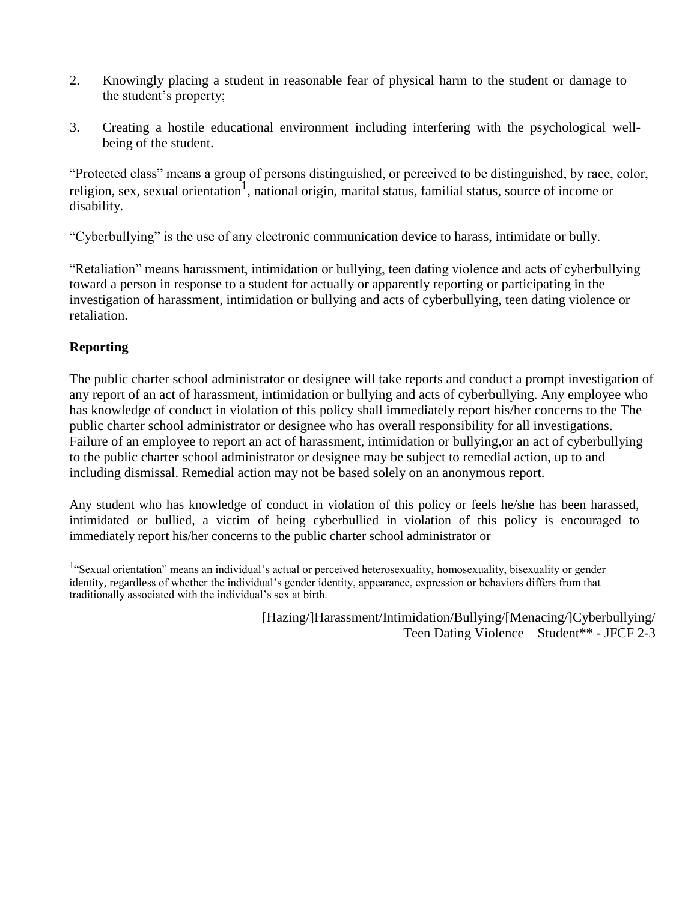2. Knowingly placing a student in reasonable fear of physical harm to the student or damage to the student's property;

3. Creating a hostile educational environment including interfering with the psychological well-being of the student.

"Protected class" means a group of persons distinguished, or perceived to be distinguished, by race, color, religion, sex, sexual orientation[1], national origin, marital status, familial status, source of income or disability.

"Cyberbullying" is the use of any electronic communication device to harass, intimidate or bully.

"Retaliation" means harassment, intimidation or bullying, teen dating violence and acts of cyberbullying toward a person in response to a student for actually or apparently reporting or participating in the investigation of harassment, intimidation or bullying and acts of cyberbullying, teen dating violence or retaliation.

**Reporting**

The public charter school administrator or designee will take reports and conduct a prompt investigation of any report of an act of harassment, intimidation or bullying and acts of cyberbullying. Any employee who has knowledge of conduct in violation of this policy shall immediately report his/her concerns to the The public charter school administrator or designee who has overall responsibility for all investigations. Failure of an employee to report an act of harassment, intimidation or bullying,or an act of cyberbullying to the public charter school administrator or designee may be subject to remedial action, up to and including dismissal. Remedial action may not be based solely on an anonymous report.

Any student who has knowledge of conduct in violation of this policy or feels he/she has been harassed, intimidated or bullied, a victim of being cyberbullied in violation of this policy is encouraged to immediately report his/her concerns to the public charter school administrator or

[1]"Sexual orientation" means an individual's actual or perceived heterosexuality, homosexuality, bisexuality or gender identity, regardless of whether the individual's gender identity, appearance, expression or behaviors differs from that traditionally associated with the individual's sex at birth.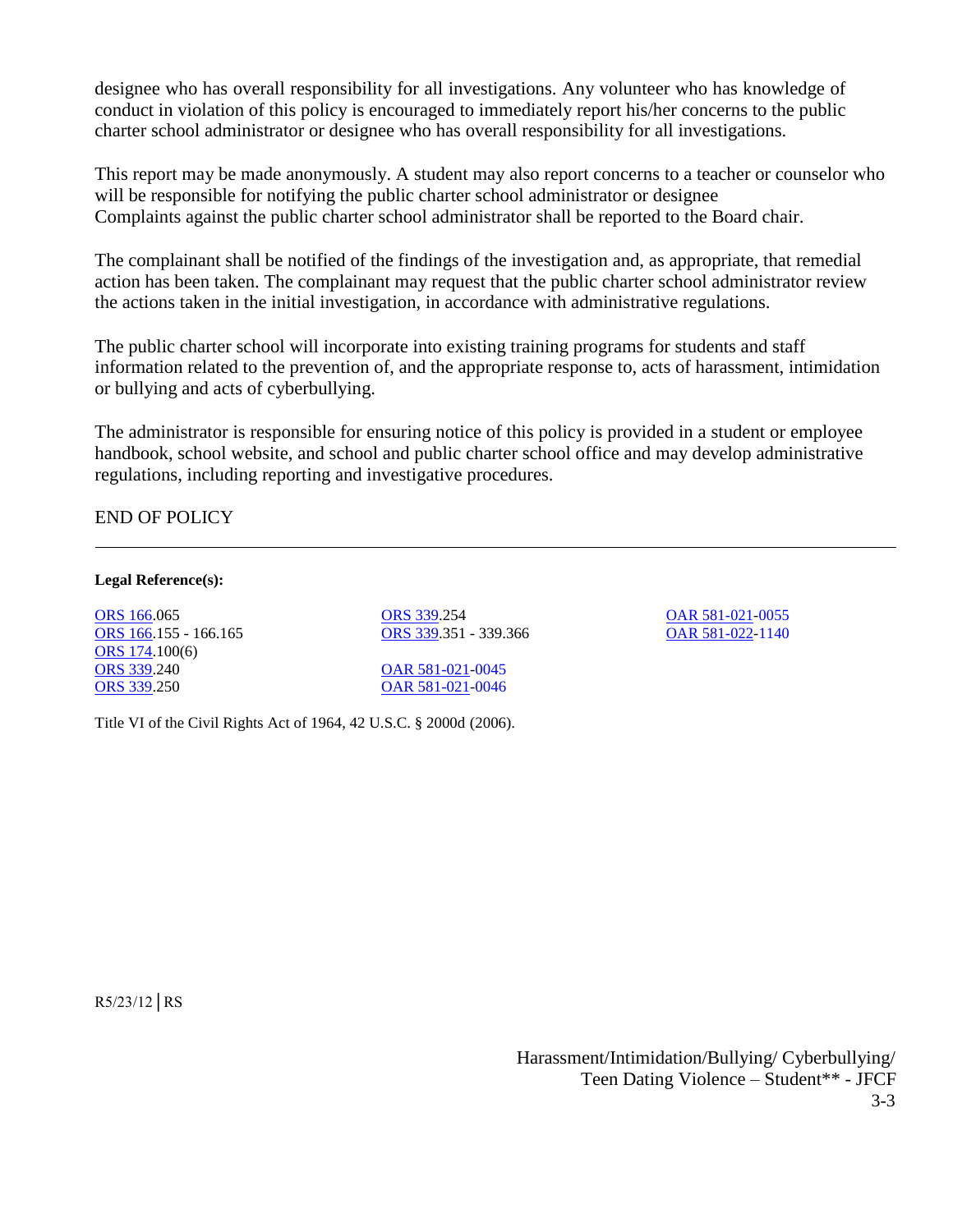designee who has overall responsibility for all investigations. Any volunteer who has knowledge of conduct in violation of this policy is encouraged to immediately report his/her concerns to the public charter school administrator or designee who has overall responsibility for all investigations.

This report may be made anonymously. A student may also report concerns to a teacher or counselor who will be responsible for notifying the public charter school administrator or designee
Complaints against the public charter school administrator shall be reported to the Board chair.

The complainant shall be notified of the findings of the investigation and, as appropriate, that remedial action has been taken. The complainant may request that the public charter school administrator review the actions taken in the initial investigation, in accordance with administrative regulations.

The public charter school will incorporate into existing training programs for students and staff information related to the prevention of, and the appropriate response to, acts of harassment, intimidation or bullying and acts of cyberbullying.

The administrator is responsible for ensuring notice of this policy is provided in a student or employee handbook, school website, and school and public charter school office and may develop administrative regulations, including reporting and investigative procedures.

END OF POLICY

---

**Legal Reference(s):**

ORS 166.065
ORS 166.155 - 166.165
ORS 174.100(6)
ORS 339.240
ORS 339.250
ORS 339.254
ORS 339.351 - 339.366
OAR 581-021-0045
OAR 581-021-0046
OAR 581-021-0055
OAR 581-022-1140

Title VI of the Civil Rights Act of 1964, 42 U.S.C. § 2000d (2006).

R5/23/12│RS